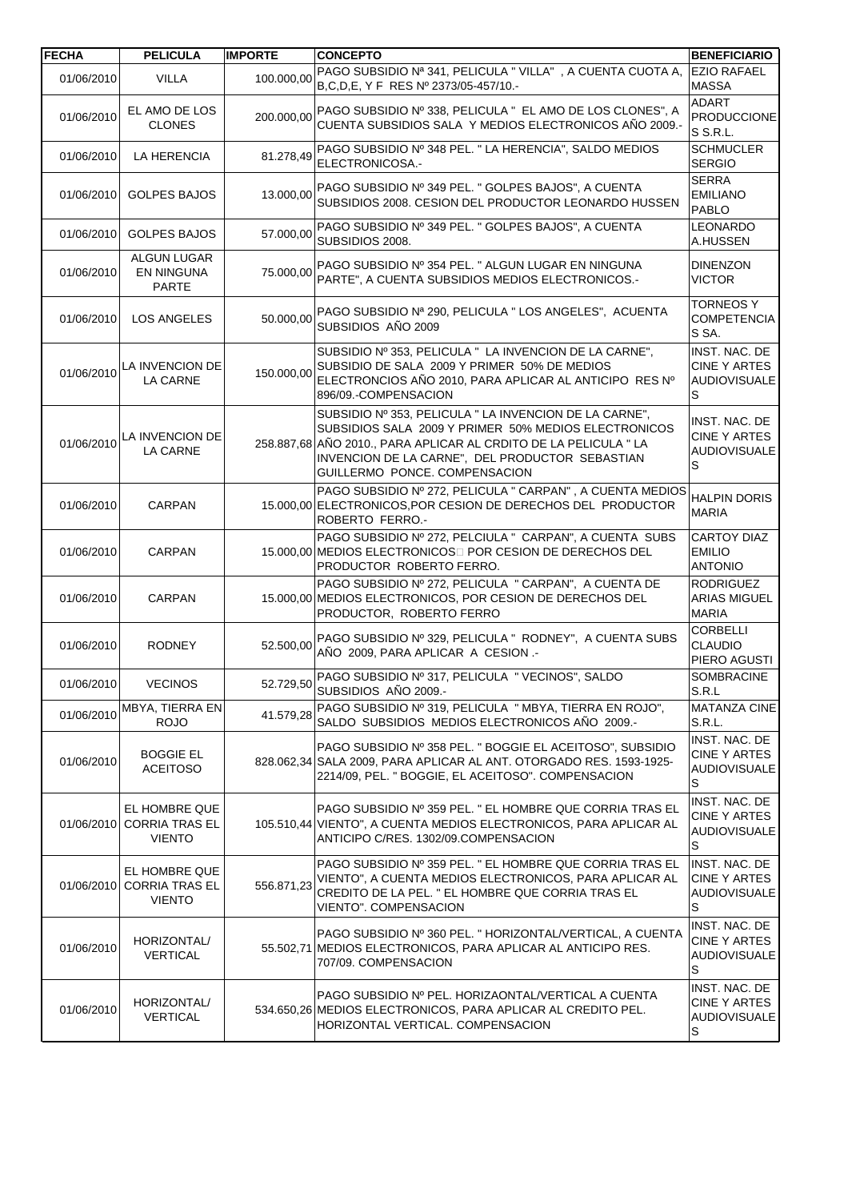| FECHA | PELICULA | IMPORTE | CONCEPTO | BENEFICIARIO |
|---|---|---|---|---|
| 01/06/2010 | VILLA | 100.000,00 | PAGO SUBSIDIO Nª 341, PELICULA " VILLA" , A CUENTA CUOTA A, B,C,D,E, Y F RES Nº 2373/05-457/10.- | EZIO RAFAEL MASSA |
| 01/06/2010 | EL AMO DE LOS CLONES | 200.000,00 | PAGO SUBSIDIO Nº 338, PELICULA " EL AMO DE LOS CLONES", A CUENTA SUBSIDIOS SALA Y MEDIOS ELECTRONICOS AÑO 2009.- | ADART PRODUCCIONES S.R.L. |
| 01/06/2010 | LA HERENCIA | 81.278,49 | PAGO SUBSIDIO Nº 348 PEL. " LA HERENCIA", SALDO MEDIOS ELECTRONICOSA.- | SCHMUCLER SERGIO |
| 01/06/2010 | GOLPES BAJOS | 13.000,00 | PAGO SUBSIDIO Nº 349 PEL. " GOLPES BAJOS", A CUENTA SUBSIDIOS 2008. CESION DEL PRODUCTOR LEONARDO HUSSEN | SERRA EMILIANO PABLO |
| 01/06/2010 | GOLPES BAJOS | 57.000,00 | PAGO SUBSIDIO Nº 349 PEL. " GOLPES BAJOS", A CUENTA SUBSIDIOS 2008. | LEONARDO A.HUSSEN |
| 01/06/2010 | ALGUN LUGAR EN NINGUNA PARTE | 75.000,00 | PAGO SUBSIDIO Nº 354 PEL. " ALGUN LUGAR EN NINGUNA PARTE", A CUENTA SUBSIDIOS MEDIOS ELECTRONICOS.- | DINENZON VICTOR |
| 01/06/2010 | LOS ANGELES | 50.000,00 | PAGO SUBSIDIO Nª 290, PELICULA " LOS ANGELES", ACUENTA SUBSIDIOS AÑO 2009 | TORNEOS Y COMPETENCIAS SA. |
| 01/06/2010 | LA INVENCION DE LA CARNE | 150.000,00 | SUBSIDIO Nº 353, PELICULA " LA INVENCION DE LA CARNE", SUBSIDIO DE SALA 2009 Y PRIMER 50% DE MEDIOS ELECTRONCIOS AÑO 2010, PARA APLICAR AL ANTICIPO RES Nº 896/09.-COMPENSACION | INST. NAC. DE CINE Y ARTES AUDIOVISUALES |
| 01/06/2010 | LA INVENCION DE LA CARNE | 258.887,68 | SUBSIDIO Nº 353, PELICULA " LA INVENCION DE LA CARNE", SUBSIDIOS SALA 2009 Y PRIMER 50% MEDIOS ELECTRONICOS AÑO 2010., PARA APLICAR AL CRDITO DE LA PELICULA " LA INVENCION DE LA CARNE", DEL PRODUCTOR SEBASTIAN GUILLERMO PONCE. COMPENSACION | INST. NAC. DE CINE Y ARTES AUDIOVISUALES |
| 01/06/2010 | CARPAN | 15.000,00 | PAGO SUBSIDIO Nº 272, PELICULA " CARPAN" , A CUENTA MEDIOS ELECTRONICOS,POR CESION DE DERECHOS DEL PRODUCTOR ROBERTO FERRO.- | HALPIN DORIS MARIA |
| 01/06/2010 | CARPAN | 15.000,00 | PAGO SUBSIDIO Nº 272, PELCIULA " CARPAN", A CUENTA SUBS MEDIOS ELECTRONICOS POR CESION DE DERECHOS DEL PRODUCTOR ROBERTO FERRO. | CARTOY DIAZ EMILIO ANTONIO |
| 01/06/2010 | CARPAN | 15.000,00 | PAGO SUBSIDIO Nº 272, PELICULA " CARPAN", A CUENTA DE MEDIOS ELECTRONICOS, POR CESION DE DERECHOS DEL PRODUCTOR, ROBERTO FERRO | RODRIGUEZ ARIAS MIGUEL MARIA |
| 01/06/2010 | RODNEY | 52.500,00 | PAGO SUBSIDIO Nº 329, PELICULA " RODNEY", A CUENTA SUBS AÑO 2009, PARA APLICAR A CESION .- | CORBELLI CLAUDIO PIERO AGUSTI |
| 01/06/2010 | VECINOS | 52.729,50 | PAGO SUBSIDIO Nº 317, PELICULA " VECINOS", SALDO SUBSIDIOS AÑO 2009.- | SOMBRACINE S.R.L |
| 01/06/2010 | MBYA, TIERRA EN ROJO | 41.579,28 | PAGO SUBSIDIO Nº 319, PELICULA " MBYA, TIERRA EN ROJO", SALDO SUBSIDIOS MEDIOS ELECTRONICOS AÑO 2009.- | MATANZA CINE S.R.L. |
| 01/06/2010 | BOGGIE EL ACEITOSO | 828.062,34 | PAGO SUBSIDIO Nº 358 PEL. " BOGGIE EL ACEITOSO", SUBSIDIO SALA 2009, PARA APLICAR AL ANT. OTORGADO RES. 1593-1925-2214/09, PEL. " BOGGIE, EL ACEITOSO". COMPENSACION | INST. NAC. DE CINE Y ARTES AUDIOVISUALES |
| 01/06/2010 | EL HOMBRE QUE CORRIA TRAS EL VIENTO | 105.510,44 | PAGO SUBSIDIO Nº 359 PEL. " EL HOMBRE QUE CORRIA TRAS EL VIENTO", A CUENTA MEDIOS ELECTRONICOS, PARA APLICAR AL ANTICIPO C/RES. 1302/09.COMPENSACION | INST. NAC. DE CINE Y ARTES AUDIOVISUALES |
| 01/06/2010 | EL HOMBRE QUE CORRIA TRAS EL VIENTO | 556.871,23 | PAGO SUBSIDIO Nº 359 PEL. " EL HOMBRE QUE CORRIA TRAS EL VIENTO", A CUENTA MEDIOS ELECTRONICOS, PARA APLICAR AL CREDITO DE LA PEL. " EL HOMBRE QUE CORRIA TRAS EL VIENTO". COMPENSACION | INST. NAC. DE CINE Y ARTES AUDIOVISUALES |
| 01/06/2010 | HORIZONTAL/ VERTICAL | 55.502,71 | PAGO SUBSIDIO Nº 360 PEL. " HORIZONTAL/VERTICAL, A CUENTA MEDIOS ELECTRONICOS, PARA APLICAR AL ANTICIPO RES. 707/09. COMPENSACION | INST. NAC. DE CINE Y ARTES AUDIOVISUALES |
| 01/06/2010 | HORIZONTAL/ VERTICAL | 534.650,26 | PAGO SUBSIDIO Nº PEL. HORIZAONTAL/VERTICAL A CUENTA MEDIOS ELECTRONICOS, PARA APLICAR AL CREDITO PEL. HORIZONTAL VERTICAL. COMPENSACION | INST. NAC. DE CINE Y ARTES AUDIOVISUALES |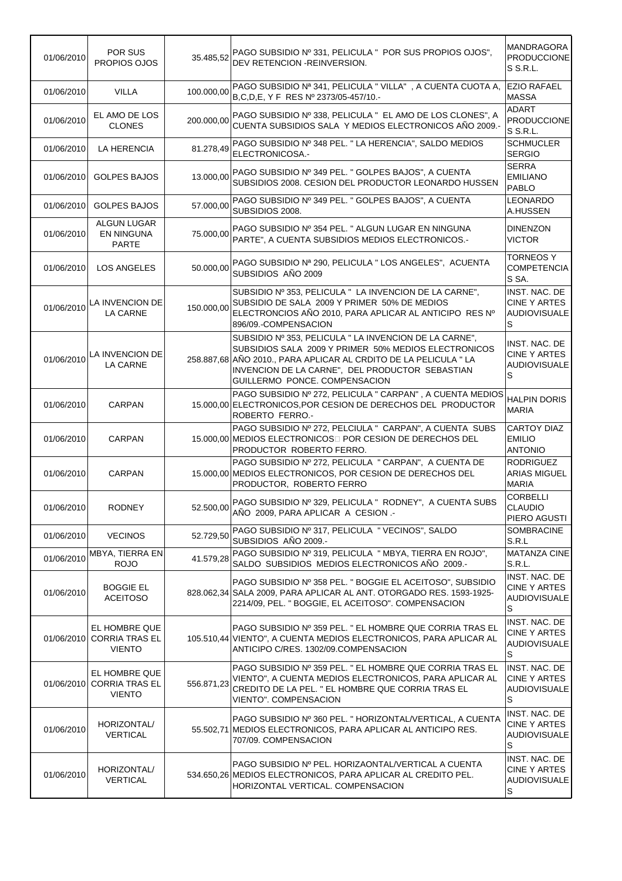| | | | | |
|---|---|---|---|---|
| 01/06/2010 | POR SUS PROPIOS OJOS | 35.485,52 | PAGO SUBSIDIO Nº 331, PELICULA " POR SUS PROPIOS OJOS", DEV RETENCION -REINVERSION. | MANDRAGORA PRODUCCIONES S.R.L. |
| 01/06/2010 | VILLA | 100.000,00 | PAGO SUBSIDIO Nª 341, PELICULA " VILLA" , A CUENTA CUOTA A, B,C,D,E, Y F RES Nº 2373/05-457/10.- | EZIO RAFAEL MASSA |
| 01/06/2010 | EL AMO DE LOS CLONES | 200.000,00 | PAGO SUBSIDIO Nº 338, PELICULA " EL AMO DE LOS CLONES", A CUENTA SUBSIDIOS SALA Y MEDIOS ELECTRONICOS AÑO 2009.- | ADART PRODUCCIONES S.R.L. |
| 01/06/2010 | LA HERENCIA | 81.278,49 | PAGO SUBSIDIO Nº 348 PEL. " LA HERENCIA", SALDO MEDIOS ELECTRONICOSA.- | SCHMUCLER SERGIO |
| 01/06/2010 | GOLPES BAJOS | 13.000,00 | PAGO SUBSIDIO Nº 349 PEL. " GOLPES BAJOS", A CUENTA SUBSIDIOS 2008. CESION DEL PRODUCTOR LEONARDO HUSSEN | SERRA EMILIANO PABLO |
| 01/06/2010 | GOLPES BAJOS | 57.000,00 | PAGO SUBSIDIO Nº 349 PEL. " GOLPES BAJOS", A CUENTA SUBSIDIOS 2008. | LEONARDO A.HUSSEN |
| 01/06/2010 | ALGUN LUGAR EN NINGUNA PARTE | 75.000,00 | PAGO SUBSIDIO Nº 354 PEL. " ALGUN LUGAR EN NINGUNA PARTE", A CUENTA SUBSIDIOS MEDIOS ELECTRONICOS.- | DINENZON VICTOR |
| 01/06/2010 | LOS ANGELES | 50.000,00 | PAGO SUBSIDIO Nª 290, PELICULA " LOS ANGELES", ACUENTA SUBSIDIOS AÑO 2009 | TORNEOS Y COMPETENCIAS SA. |
| 01/06/2010 | LA INVENCION DE LA CARNE | 150.000,00 | SUBSIDIO Nº 353, PELICULA " LA INVENCION DE LA CARNE", SUBSIDIO DE SALA 2009 Y PRIMER 50% DE MEDIOS ELECTRONCIOS AÑO 2010, PARA APLICAR AL ANTICIPO RES Nº 896/09.-COMPENSACION | INST. NAC. DE CINE Y ARTES AUDIOVISUALES |
| 01/06/2010 | LA INVENCION DE LA CARNE | 258.887,68 | SUBSIDIO Nº 353, PELICULA " LA INVENCION DE LA CARNE", SUBSIDIOS SALA 2009 Y PRIMER 50% MEDIOS ELECTRONICOS AÑO 2010., PARA APLICAR AL CRDITO DE LA PELICULA " LA INVENCION DE LA CARNE", DEL PRODUCTOR SEBASTIAN GUILLERMO PONCE. COMPENSACION | INST. NAC. DE CINE Y ARTES AUDIOVISUALES |
| 01/06/2010 | CARPAN | 15.000,00 | PAGO SUBSIDIO Nº 272, PELICULA " CARPAN" , A CUENTA MEDIOS ELECTRONICOS,POR CESION DE DERECHOS DEL PRODUCTOR ROBERTO FERRO.- | HALPIN DORIS MARIA |
| 01/06/2010 | CARPAN | 15.000,00 | PAGO SUBSIDIO Nº 272, PELCIULA " CARPAN", A CUENTA SUBS MEDIOS ELECTRONICOS POR CESION DE DERECHOS DEL PRODUCTOR ROBERTO FERRO. | CARTOY DIAZ EMILIO ANTONIO |
| 01/06/2010 | CARPAN | 15.000,00 | PAGO SUBSIDIO Nº 272, PELICULA " CARPAN", A CUENTA DE MEDIOS ELECTRONICOS, POR CESION DE DERECHOS DEL PRODUCTOR, ROBERTO FERRO | RODRIGUEZ ARIAS MIGUEL MARIA |
| 01/06/2010 | RODNEY | 52.500,00 | PAGO SUBSIDIO Nº 329, PELICULA " RODNEY", A CUENTA SUBS AÑO 2009, PARA APLICAR A CESION .- | CORBELLI CLAUDIO PIERO AGUSTI |
| 01/06/2010 | VECINOS | 52.729,50 | PAGO SUBSIDIO Nº 317, PELICULA " VECINOS", SALDO SUBSIDIOS AÑO 2009.- | SOMBRACINE S.R.L |
| 01/06/2010 | MBYA, TIERRA EN ROJO | 41.579,28 | PAGO SUBSIDIO Nº 319, PELICULA " MBYA, TIERRA EN ROJO", SALDO SUBSIDIOS MEDIOS ELECTRONICOS AÑO 2009.- | MATANZA CINE S.R.L. |
| 01/06/2010 | BOGGIE EL ACEITOSO | 828.062,34 | PAGO SUBSIDIO Nº 358 PEL. " BOGGIE EL ACEITOSO", SUBSIDIO SALA 2009, PARA APLICAR AL ANT. OTORGADO RES. 1593-1925-2214/09, PEL. " BOGGIE, EL ACEITOSO". COMPENSACION | INST. NAC. DE CINE Y ARTES AUDIOVISUALES |
| 01/06/2010 | EL HOMBRE QUE CORRIA TRAS EL VIENTO | 105.510,44 | PAGO SUBSIDIO Nº 359 PEL. " EL HOMBRE QUE CORRIA TRAS EL VIENTO", A CUENTA MEDIOS ELECTRONICOS, PARA APLICAR AL ANTICIPO C/RES. 1302/09.COMPENSACION | INST. NAC. DE CINE Y ARTES AUDIOVISUALES |
| 01/06/2010 | EL HOMBRE QUE CORRIA TRAS EL VIENTO | 556.871,23 | PAGO SUBSIDIO Nº 359 PEL. " EL HOMBRE QUE CORRIA TRAS EL VIENTO", A CUENTA MEDIOS ELECTRONICOS, PARA APLICAR AL CREDITO DE LA PEL. " EL HOMBRE QUE CORRIA TRAS EL VIENTO". COMPENSACION | INST. NAC. DE CINE Y ARTES AUDIOVISUALES |
| 01/06/2010 | HORIZONTAL/ VERTICAL | 55.502,71 | PAGO SUBSIDIO Nº 360 PEL. " HORIZONTAL/VERTICAL, A CUENTA MEDIOS ELECTRONICOS, PARA APLICAR AL ANTICIPO RES. 707/09. COMPENSACION | INST. NAC. DE CINE Y ARTES AUDIOVISUALES |
| 01/06/2010 | HORIZONTAL/ VERTICAL | 534.650,26 | PAGO SUBSIDIO Nº PEL. HORIZAONTAL/VERTICAL A CUENTA MEDIOS ELECTRONICOS, PARA APLICAR AL CREDITO PEL. HORIZONTAL VERTICAL. COMPENSACION | INST. NAC. DE CINE Y ARTES AUDIOVISUALES |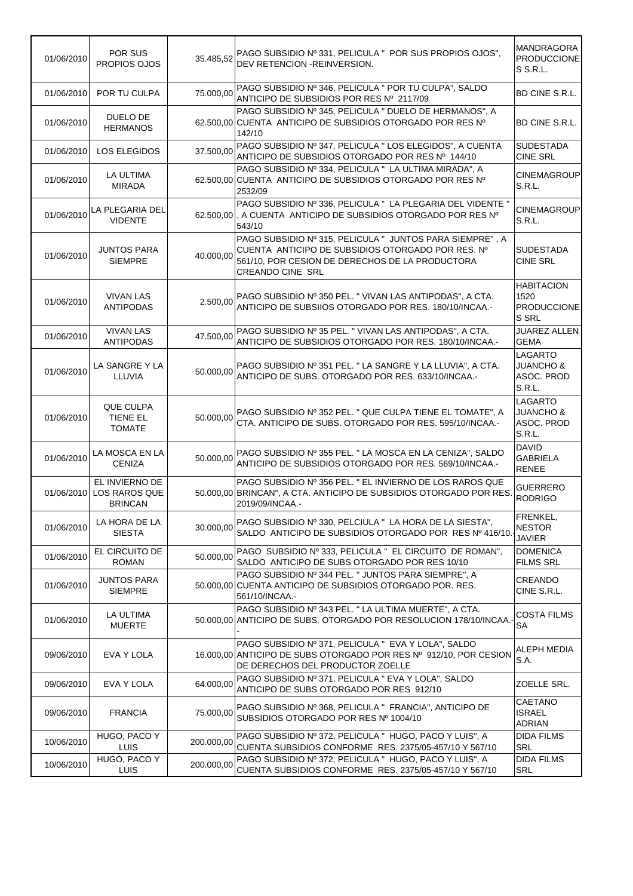| | | | | |
|---|---|---|---|---|
| 01/06/2010 | POR SUS PROPIOS OJOS | 35.485,52 | PAGO SUBSIDIO Nº 331, PELICULA " POR SUS PROPIOS OJOS", DEV RETENCION -REINVERSION. | MANDRAGORA PRODUCCIONES S.R.L. |
| 01/06/2010 | POR TU CULPA | 75.000,00 | PAGO SUBSIDIO Nº 346, PELICULA " POR TU CULPA", SALDO ANTICIPO DE SUBSIDIOS POR RES Nº 2117/09 | BD CINE S.R.L. |
| 01/06/2010 | DUELO DE HERMANOS | 62.500,00 | PAGO SUBSIDIO Nº 345, PELICULA " DUELO DE HERMANOS", A CUENTA ANTICIPO DE SUBSIDIOS OTORGADO POR RES Nº 142/10 | BD CINE S.R.L. |
| 01/06/2010 | LOS ELEGIDOS | 37.500,00 | PAGO SUBSIDIO Nº 347, PELICULA " LOS ELEGIDOS", A CUENTA ANTICIPO DE SUBSIDIOS OTORGADO POR RES Nº 144/10 | SUDESTADA CINE SRL |
| 01/06/2010 | LA ULTIMA MIRADA | 62.500,00 | PAGO SUBSIDIO Nº 334, PELICULA " LA ULTIMA MIRADA", A CUENTA ANTICIPO DE SUBSIDIOS OTORGADO POR RES Nº 2532/09 | CINEMAGROUP S.R.L. |
| 01/06/2010 | LA PLEGARIA DEL VIDENTE | 62.500,00 | PAGO SUBSIDIO Nº 336, PELICULA " LA PLEGARIA DEL VIDENTE " , A CUENTA ANTICIPO DE SUBSIDIOS OTORGADO POR RES Nº 543/10 | CINEMAGROUP S.R.L. |
| 01/06/2010 | JUNTOS PARA SIEMPRE | 40.000,00 | PAGO SUBSIDIO Nº 315, PELICULA " JUNTOS PARA SIEMPRE" , A CUENTA ANTICIPO DE SUBSIDIOS OTORGADO POR RES. Nº 561/10, POR CESION DE DERECHOS DE LA PRODUCTORA CREANDO CINE SRL | SUDESTADA CINE SRL |
| 01/06/2010 | VIVAN LAS ANTIPODAS | 2.500,00 | PAGO SUBSIDIO Nº 350 PEL. " VIVAN LAS ANTIPODAS", A CTA. ANTICIPO DE SUBSIIOS OTORGADO POR RES. 180/10/INCAA.- | HABITACION 1520 PRODUCCIONES SRL |
| 01/06/2010 | VIVAN LAS ANTIPODAS | 47.500,00 | PAGO SUBSIDIO Nº 35 PEL. " VIVAN LAS ANTIPODAS", A CTA. ANTICIPO DE SUBSIDIOS OTORGADO POR RES. 180/10/INCAA.- | JUAREZ ALLEN GEMA |
| 01/06/2010 | LA SANGRE Y LA LLUVIA | 50.000,00 | PAGO SUBSIDIO Nº 351 PEL. " LA SANGRE Y LA LLUVIA", A CTA. ANTICIPO DE SUBS. OTORGADO POR RES. 633/10/INCAA.- | LAGARTO JUANCHO & ASOC. PROD S.R.L. |
| 01/06/2010 | QUE CULPA TIENE EL TOMATE | 50.000,00 | PAGO SUBSIDIO Nº 352 PEL. " QUE CULPA TIENE EL TOMATE", A CTA. ANTICIPO DE SUBS. OTORGADO POR RES. 595/10/INCAA.- | LAGARTO JUANCHO & ASOC. PROD S.R.L. |
| 01/06/2010 | LA MOSCA EN LA CENIZA | 50.000,00 | PAGO SUBSIDIO Nº 355 PEL. " LA MOSCA EN LA CENIZA", SALDO ANTICIPO DE SUBSIDIOS OTORGADO POR RES. 569/10/INCAA.- | DAVID GABRIELA RENEE |
| 01/06/2010 | EL INVIERNO DE LOS RAROS QUE BRINCAN | 50.000,00 | PAGO SUBSIDIO Nº 356 PEL. " EL INVIERNO DE LOS RAROS QUE BRINCAN", A CTA. ANTICIPO DE SUBSIDIOS OTORGADO POR RES. 2019/09/INCAA.- | GUERRERO RODRIGO |
| 01/06/2010 | LA HORA DE LA SIESTA | 30.000,00 | PAGO SUBSIDIO Nº 330, PELCIULA " LA HORA DE LA SIESTA", SALDO ANTICIPO DE SUBSIDIOS OTORGADO POR RES Nº 416/10.- | FRENKEL, NESTOR JAVIER |
| 01/06/2010 | EL CIRCUITO DE ROMAN | 50.000,00 | PAGO SUBSIDIO Nº 333, PELICULA " EL CIRCUITO DE ROMAN", SALDO ANTICIPO DE SUBS OTORGADO POR RES 10/10 | DOMENICA FILMS SRL |
| 01/06/2010 | JUNTOS PARA SIEMPRE | 50.000,00 | PAGO SUBSIDIO Nº 344 PEL. " JUNTOS PARA SIEMPRE", A CUENTA ANTICIPO DE SUBSIDIOS OTORGADO POR. RES. 561/10/INCAA.- | CREANDO CINE S.R.L. |
| 01/06/2010 | LA ULTIMA MUERTE | 50.000,00 | PAGO SUBSIDIO Nº 343 PEL. " LA ULTIMA MUERTE", A CTA. ANTICIPO DE SUBS. OTORGADO POR RESOLUCION 178/10/INCAA.-- | COSTA FILMS SA |
| 09/06/2010 | EVA Y LOLA | 16.000,00 | PAGO SUBSIDIO Nº 371, PELICULA " EVA Y LOLA", SALDO ANTICIPO DE SUBS OTORGADO POR RES Nº 912/10, POR CESION DE DERECHOS DEL PRODUCTOR ZOELLE | ALEPH MEDIA S.A. |
| 09/06/2010 | EVA Y LOLA | 64.000,00 | PAGO SUBSIDIO Nº 371, PELICULA " EVA Y LOLA", SALDO ANTICIPO DE SUBS OTORGADO POR RES 912/10 | ZOELLE SRL. |
| 09/06/2010 | FRANCIA | 75.000,00 | PAGO SUBSIDIO Nº 368, PELICULA " FRANCIA", ANTICIPO DE SUBSIDIOS OTORGADO POR RES Nº 1004/10 | CAETANO ISRAEL ADRIAN |
| 10/06/2010 | HUGO, PACO Y LUIS | 200.000,00 | PAGO SUBSIDIO Nº 372, PELICULA " HUGO, PACO Y LUIS", A CUENTA SUBSIDIOS CONFORME RES. 2375/05-457/10 Y 567/10 | DIDA FILMS SRL |
| 10/06/2010 | HUGO, PACO Y LUIS | 200.000,00 | PAGO SUBSIDIO Nº 372, PELICULA " HUGO, PACO Y LUIS", A CUENTA SUBSIDIOS CONFORME RES. 2375/05-457/10 Y 567/10 | DIDA FILMS SRL |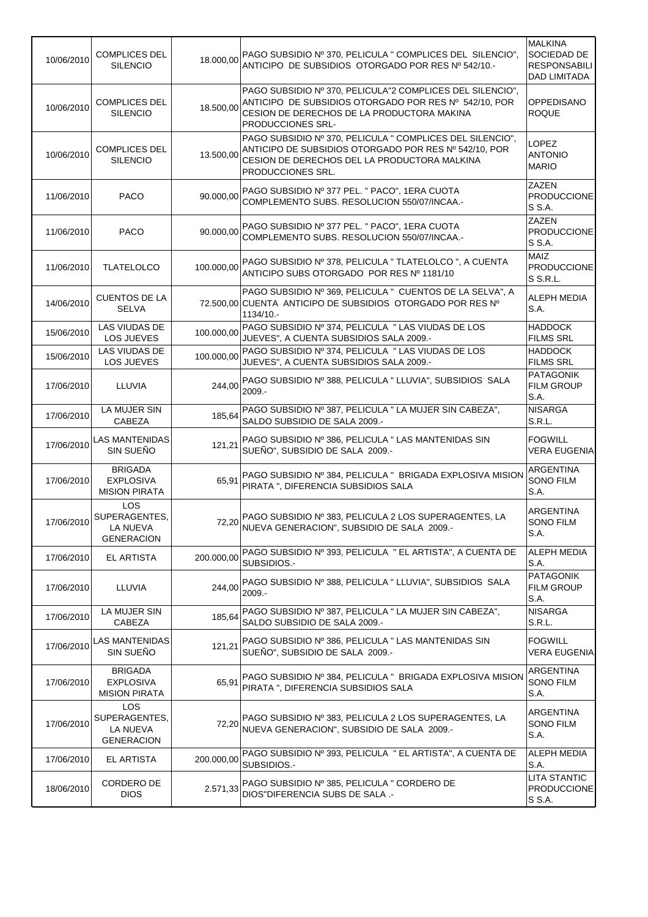| | | | | |
|---|---|---|---|---|
| 10/06/2010 | COMPLICES DEL SILENCIO | 18.000,00 | PAGO SUBSIDIO Nº 370, PELICULA " COMPLICES DEL SILENCIO", ANTICIPO DE SUBSIDIOS OTORGADO POR RES Nº 542/10.- | MALKINA SOCIEDAD DE RESPONSABILIDAD LIMITADA |
| 10/06/2010 | COMPLICES DEL SILENCIO | 18.500,00 | PAGO SUBSIDIO Nº 370, PELICULA"2 COMPLICES DEL SILENCIO", ANTICIPO DE SUBSIDIOS OTORGADO POR RES Nº 542/10, POR CESION DE DERECHOS DE LA PRODUCTORA MAKINA PRODUCCIONES SRL- | OPPEDISANO ROQUE |
| 10/06/2010 | COMPLICES DEL SILENCIO | 13.500,00 | PAGO SUBSIDIO Nº 370, PELICULA " COMPLICES DEL SILENCIO", ANTICIPO DE SUBSIDIOS OTORGADO POR RES Nº 542/10, POR CESION DE DERECHOS DEL LA PRODUCTORA MALKINA PRODUCCIONES SRL. | LOPEZ ANTONIO MARIO |
| 11/06/2010 | PACO | 90.000,00 | PAGO SUBSIDIO Nº 377 PEL. " PACO", 1ERA CUOTA COMPLEMENTO SUBS. RESOLUCION 550/07/INCAA.- | ZAZEN PRODUCCIONES S.A. |
| 11/06/2010 | PACO | 90.000,00 | PAGO SUBSIDIO Nº 377 PEL. " PACO", 1ERA CUOTA COMPLEMENTO SUBS. RESOLUCION 550/07/INCAA.- | ZAZEN PRODUCCIONES S.A. |
| 11/06/2010 | TLATELOLCO | 100.000,00 | PAGO SUBSIDIO Nº 378, PELICULA " TLATELOLCO ", A CUENTA ANTICIPO SUBS OTORGADO POR RES Nº 1181/10 | MAIZ PRODUCCIONES S.R.L. |
| 14/06/2010 | CUENTOS DE LA SELVA | 72.500,00 | PAGO SUBSIDIO Nº 369, PELICULA " CUENTOS DE LA SELVA", A CUENTA ANTICIPO DE SUBSIDIOS OTORGADO POR RES Nº 1134/10.- | ALEPH MEDIA S.A. |
| 15/06/2010 | LAS VIUDAS DE LOS JUEVES | 100.000,00 | PAGO SUBSIDIO Nº 374, PELICULA " LAS VIUDAS DE LOS JUEVES", A CUENTA SUBSIDIOS SALA 2009.- | HADDOCK FILMS SRL |
| 15/06/2010 | LAS VIUDAS DE LOS JUEVES | 100.000,00 | PAGO SUBSIDIO Nº 374, PELICULA " LAS VIUDAS DE LOS JUEVES", A CUENTA SUBSIDIOS SALA 2009.- | HADDOCK FILMS SRL |
| 17/06/2010 | LLUVIA | 244,00 | PAGO SUBSIDIO Nº 388, PELICULA " LLUVIA", SUBSIDIOS SALA 2009.- | PATAGONIK FILM GROUP S.A. |
| 17/06/2010 | LA MUJER SIN CABEZA | 185,64 | PAGO SUBSIDIO Nº 387, PELICULA " LA MUJER SIN CABEZA", SALDO SUBSIDIO DE SALA 2009.- | NISARGA S.R.L. |
| 17/06/2010 | LAS MANTENIDAS SIN SUEÑO | 121,21 | PAGO SUBSIDIO Nº 386, PELICULA " LAS MANTENIDAS SIN SUEÑO", SUBSIDIO DE SALA 2009.- | FOGWILL VERA EUGENIA |
| 17/06/2010 | BRIGADA EXPLOSIVA MISION PIRATA | 65,91 | PAGO SUBSIDIO Nº 384, PELICULA " BRIGADA EXPLOSIVA MISION PIRATA ", DIFERENCIA SUBSIDIOS SALA | ARGENTINA SONO FILM S.A. |
| 17/06/2010 | LOS SUPERAGENTES, LA NUEVA GENERACION | 72,20 | PAGO SUBSIDIO Nº 383, PELICULA 2 LOS SUPERAGENTES, LA NUEVA GENERACION", SUBSIDIO DE SALA 2009.- | ARGENTINA SONO FILM S.A. |
| 17/06/2010 | EL ARTISTA | 200.000,00 | PAGO SUBSIDIO Nº 393, PELICULA " EL ARTISTA", A CUENTA DE SUBSIDIOS.- | ALEPH MEDIA S.A. |
| 17/06/2010 | LLUVIA | 244,00 | PAGO SUBSIDIO Nº 388, PELICULA " LLUVIA", SUBSIDIOS SALA 2009.- | PATAGONIK FILM GROUP S.A. |
| 17/06/2010 | LA MUJER SIN CABEZA | 185,64 | PAGO SUBSIDIO Nº 387, PELICULA " LA MUJER SIN CABEZA", SALDO SUBSIDIO DE SALA 2009.- | NISARGA S.R.L. |
| 17/06/2010 | LAS MANTENIDAS SIN SUEÑO | 121,21 | PAGO SUBSIDIO Nº 386, PELICULA " LAS MANTENIDAS SIN SUEÑO", SUBSIDIO DE SALA 2009.- | FOGWILL VERA EUGENIA |
| 17/06/2010 | BRIGADA EXPLOSIVA MISION PIRATA | 65,91 | PAGO SUBSIDIO Nº 384, PELICULA " BRIGADA EXPLOSIVA MISION PIRATA ", DIFERENCIA SUBSIDIOS SALA | ARGENTINA SONO FILM S.A. |
| 17/06/2010 | LOS SUPERAGENTES, LA NUEVA GENERACION | 72,20 | PAGO SUBSIDIO Nº 383, PELICULA 2 LOS SUPERAGENTES, LA NUEVA GENERACION", SUBSIDIO DE SALA 2009.- | ARGENTINA SONO FILM S.A. |
| 17/06/2010 | EL ARTISTA | 200.000,00 | PAGO SUBSIDIO Nº 393, PELICULA " EL ARTISTA", A CUENTA DE SUBSIDIOS.- | ALEPH MEDIA S.A. |
| 18/06/2010 | CORDERO DE DIOS | 2.571,33 | PAGO SUBSIDIO Nº 385, PELICULA " CORDERO DE DIOS"DIFERENCIA SUBS DE SALA .- | LITA STANTIC PRODUCCIONES S.A. |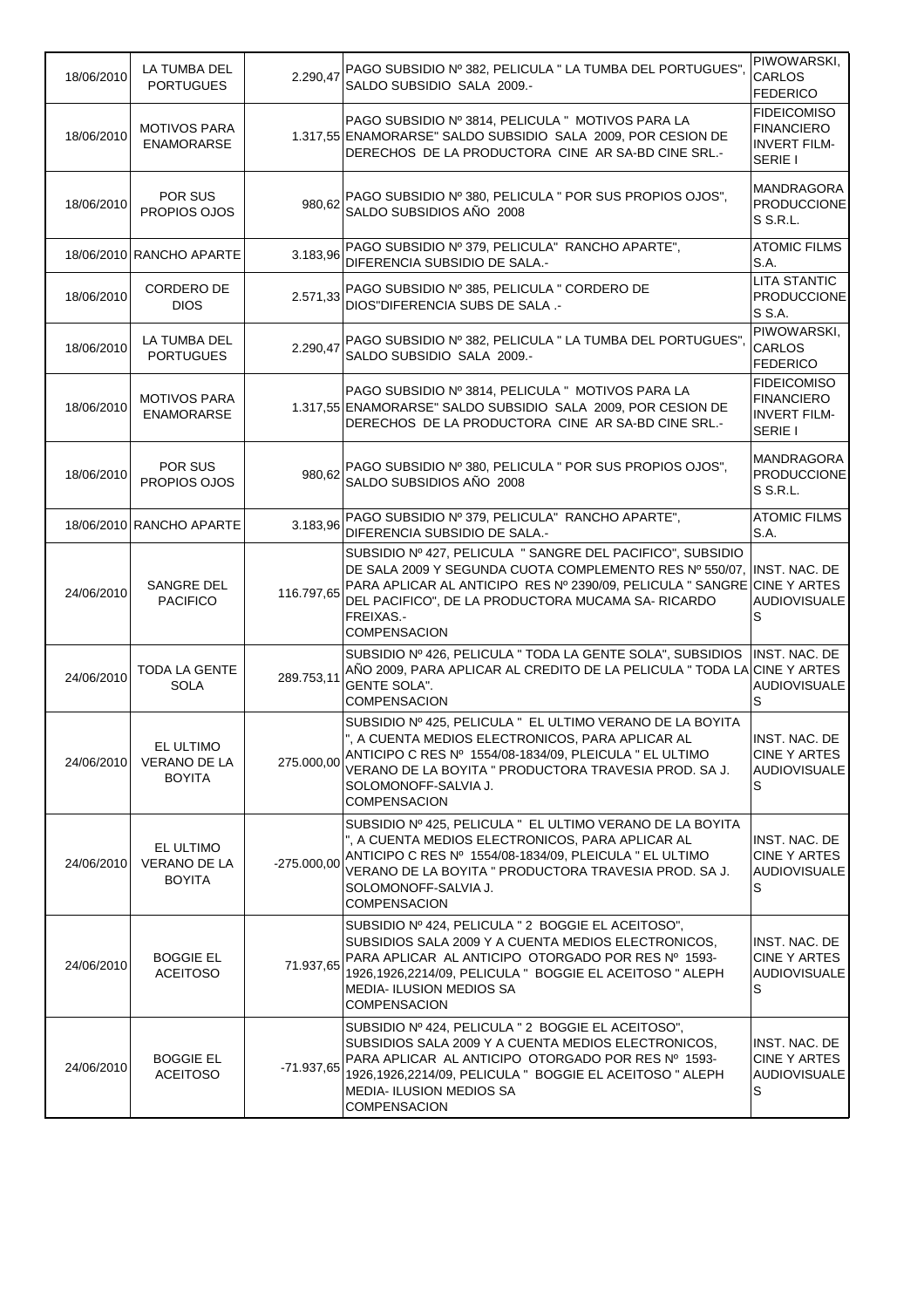| | | | | |
|---|---|---|---|---|
| 18/06/2010 | LA TUMBA DEL PORTUGUES | 2.290,47 | PAGO SUBSIDIO Nº 382, PELICULA " LA TUMBA DEL PORTUGUES", SALDO SUBSIDIO SALA 2009.- | PIWOWARSKI, CARLOS FEDERICO |
| 18/06/2010 | MOTIVOS PARA ENAMORARSE | 1.317,55 | PAGO SUBSIDIO Nº 3814, PELICULA " MOTIVOS PARA LA ENAMORARSE" SALDO SUBSIDIO SALA 2009, POR CESION DE DERECHOS DE LA PRODUCTORA CINE AR SA-BD CINE SRL.- | FIDEICOMISO FINANCIERO INVERT FILM-SERIE I |
| 18/06/2010 | POR SUS PROPIOS OJOS | 980,62 | PAGO SUBSIDIO Nº 380, PELICULA " POR SUS PROPIOS OJOS", SALDO SUBSIDIOS AÑO 2008 | MANDRAGORA PRODUCCIONES S.R.L. |
| 18/06/2010 | RANCHO APARTE | 3.183,96 | PAGO SUBSIDIO Nº 379, PELICULA" RANCHO APARTE", DIFERENCIA SUBSIDIO DE SALA.- | ATOMIC FILMS S.A. |
| 18/06/2010 | CORDERO DE DIOS | 2.571,33 | PAGO SUBSIDIO Nº 385, PELICULA " CORDERO DE DIOS"DIFERENCIA SUBS DE SALA .- | LITA STANTIC PRODUCCIONES S.A. |
| 18/06/2010 | LA TUMBA DEL PORTUGUES | 2.290,47 | PAGO SUBSIDIO Nº 382, PELICULA " LA TUMBA DEL PORTUGUES", SALDO SUBSIDIO SALA 2009.- | PIWOWARSKI, CARLOS FEDERICO |
| 18/06/2010 | MOTIVOS PARA ENAMORARSE | 1.317,55 | PAGO SUBSIDIO Nº 3814, PELICULA " MOTIVOS PARA LA ENAMORARSE" SALDO SUBSIDIO SALA 2009, POR CESION DE DERECHOS DE LA PRODUCTORA CINE AR SA-BD CINE SRL.- | FIDEICOMISO FINANCIERO INVERT FILM-SERIE I |
| 18/06/2010 | POR SUS PROPIOS OJOS | 980,62 | PAGO SUBSIDIO Nº 380, PELICULA " POR SUS PROPIOS OJOS", SALDO SUBSIDIOS AÑO 2008 | MANDRAGORA PRODUCCIONES S.R.L. |
| 18/06/2010 | RANCHO APARTE | 3.183,96 | PAGO SUBSIDIO Nº 379, PELICULA" RANCHO APARTE", DIFERENCIA SUBSIDIO DE SALA.- | ATOMIC FILMS S.A. |
| 24/06/2010 | SANGRE DEL PACIFICO | 116.797,65 | SUBSIDIO Nº 427, PELICULA " SANGRE DEL PACIFICO", SUBSIDIO DE SALA 2009 Y SEGUNDA CUOTA COMPLEMENTO RES Nº 550/07, PARA APLICAR AL ANTICIPO RES Nº 2390/09, PELICULA " SANGRE DEL PACIFICO", DE LA PRODUCTORA MUCAMA SA- RICARDO FREIXAS.- COMPENSACION | INST. NAC. DE CINE Y ARTES AUDIOVISUALES |
| 24/06/2010 | TODA LA GENTE SOLA | 289.753,11 | SUBSIDIO Nº 426, PELICULA " TODA LA GENTE SOLA", SUBSIDIOS AÑO 2009, PARA APLICAR AL CREDITO DE LA PELICULA " TODA LA GENTE SOLA". COMPENSACION | INST. NAC. DE CINE Y ARTES AUDIOVISUALES |
| 24/06/2010 | EL ULTIMO VERANO DE LA BOYITA | 275.000,00 | SUBSIDIO Nº 425, PELICULA " EL ULTIMO VERANO DE LA BOYITA ", A CUENTA MEDIOS ELECTRONICOS, PARA APLICAR AL ANTICIPO C RES Nº 1554/08-1834/09, PLEICULA " EL ULTIMO VERANO DE LA BOYITA " PRODUCTORA TRAVESIA PROD. SA J. SOLOMONOFF-SALVIA J. COMPENSACION | INST. NAC. DE CINE Y ARTES AUDIOVISUALES |
| 24/06/2010 | EL ULTIMO VERANO DE LA BOYITA | -275.000,00 | SUBSIDIO Nº 425, PELICULA " EL ULTIMO VERANO DE LA BOYITA ", A CUENTA MEDIOS ELECTRONICOS, PARA APLICAR AL ANTICIPO C RES Nº 1554/08-1834/09, PLEICULA " EL ULTIMO VERANO DE LA BOYITA " PRODUCTORA TRAVESIA PROD. SA J. SOLOMONOFF-SALVIA J. COMPENSACION | INST. NAC. DE CINE Y ARTES AUDIOVISUALES |
| 24/06/2010 | BOGGIE EL ACEITOSO | 71.937,65 | SUBSIDIO Nº 424, PELICULA " 2 BOGGIE EL ACEITOSO", SUBSIDIOS SALA 2009 Y A CUENTA MEDIOS ELECTRONICOS, PARA APLICAR AL ANTICIPO OTORGADO POR RES Nº 1593-1926,1926,2214/09, PELICULA " BOGGIE EL ACEITOSO " ALEPH MEDIA- ILUSION MEDIOS SA COMPENSACION | INST. NAC. DE CINE Y ARTES AUDIOVISUALES |
| 24/06/2010 | BOGGIE EL ACEITOSO | -71.937,65 | SUBSIDIO Nº 424, PELICULA " 2 BOGGIE EL ACEITOSO", SUBSIDIOS SALA 2009 Y A CUENTA MEDIOS ELECTRONICOS, PARA APLICAR AL ANTICIPO OTORGADO POR RES Nº 1593-1926,1926,2214/09, PELICULA " BOGGIE EL ACEITOSO " ALEPH MEDIA- ILUSION MEDIOS SA COMPENSACION | INST. NAC. DE CINE Y ARTES AUDIOVISUALES |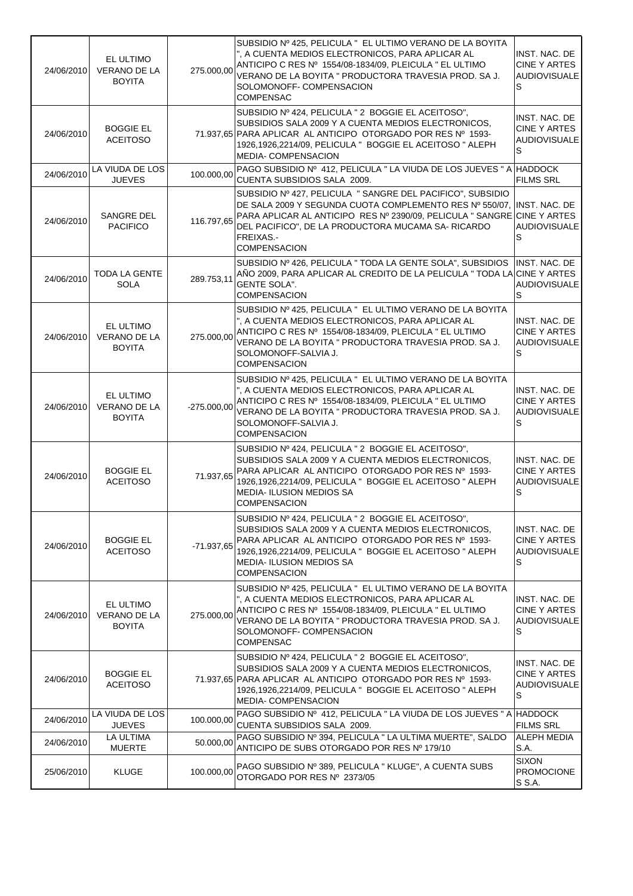| | | | | |
|---|---|---|---|---|
| 24/06/2010 | EL ULTIMO VERANO DE LA BOYITA | 275.000,00 | SUBSIDIO Nº 425, PELICULA " EL ULTIMO VERANO DE LA BOYITA ", A CUENTA MEDIOS ELECTRONICOS, PARA APLICAR AL ANTICIPO C RES Nº 1554/08-1834/09, PLEICULA " EL ULTIMO VERANO DE LA BOYITA " PRODUCTORA TRAVESIA PROD. SA J. SOLOMONOFF- COMPENSACION COMPENSAC | INST. NAC. DE CINE Y ARTES AUDIOVISUALES |
| 24/06/2010 | BOGGIE EL ACEITOSO | 71.937,65 | SUBSIDIO Nº 424, PELICULA " 2 BOGGIE EL ACEITOSO", SUBSIDIOS SALA 2009 Y A CUENTA MEDIOS ELECTRONICOS, PARA APLICAR AL ANTICIPO OTORGADO POR RES Nº 1593-1926,1926,2214/09, PELICULA " BOGGIE EL ACEITOSO " ALEPH MEDIA- COMPENSACION | INST. NAC. DE CINE Y ARTES AUDIOVISUALES |
| 24/06/2010 | LA VIUDA DE LOS JUEVES | 100.000,00 | PAGO SUBSIDIO Nº 412, PELICULA " LA VIUDA DE LOS JUEVES " A CUENTA SUBSIDIOS SALA 2009. | HADDOCK FILMS SRL |
| 24/06/2010 | SANGRE DEL PACIFICO | 116.797,65 | SUBSIDIO Nº 427, PELICULA " SANGRE DEL PACIFICO", SUBSIDIO DE SALA 2009 Y SEGUNDA CUOTA COMPLEMENTO RES Nº 550/07, PARA APLICAR AL ANTICIPO RES Nº 2390/09, PELICULA " SANGRE DEL PACIFICO", DE LA PRODUCTORA MUCAMA SA- RICARDO FREIXAS.- COMPENSACION | INST. NAC. DE CINE Y ARTES AUDIOVISUALES |
| 24/06/2010 | TODA LA GENTE SOLA | 289.753,11 | SUBSIDIO Nº 426, PELICULA " TODA LA GENTE SOLA", SUBSIDIOS AÑO 2009, PARA APLICAR AL CREDITO DE LA PELICULA " TODA LA GENTE SOLA". COMPENSACION | INST. NAC. DE CINE Y ARTES AUDIOVISUALES |
| 24/06/2010 | EL ULTIMO VERANO DE LA BOYITA | 275.000,00 | SUBSIDIO Nº 425, PELICULA " EL ULTIMO VERANO DE LA BOYITA ", A CUENTA MEDIOS ELECTRONICOS, PARA APLICAR AL ANTICIPO C RES Nº 1554/08-1834/09, PLEICULA " EL ULTIMO VERANO DE LA BOYITA " PRODUCTORA TRAVESIA PROD. SA J. SOLOMONOFF-SALVIA J. COMPENSACION | INST. NAC. DE CINE Y ARTES AUDIOVISUALES |
| 24/06/2010 | EL ULTIMO VERANO DE LA BOYITA | -275.000,00 | SUBSIDIO Nº 425, PELICULA " EL ULTIMO VERANO DE LA BOYITA ", A CUENTA MEDIOS ELECTRONICOS, PARA APLICAR AL ANTICIPO C RES Nº 1554/08-1834/09, PLEICULA " EL ULTIMO VERANO DE LA BOYITA " PRODUCTORA TRAVESIA PROD. SA J. SOLOMONOFF-SALVIA J. COMPENSACION | INST. NAC. DE CINE Y ARTES AUDIOVISUALES |
| 24/06/2010 | BOGGIE EL ACEITOSO | 71.937,65 | SUBSIDIO Nº 424, PELICULA " 2 BOGGIE EL ACEITOSO", SUBSIDIOS SALA 2009 Y A CUENTA MEDIOS ELECTRONICOS, PARA APLICAR AL ANTICIPO OTORGADO POR RES Nº 1593-1926,1926,2214/09, PELICULA " BOGGIE EL ACEITOSO " ALEPH MEDIA- ILUSION MEDIOS SA COMPENSACION | INST. NAC. DE CINE Y ARTES AUDIOVISUALES |
| 24/06/2010 | BOGGIE EL ACEITOSO | -71.937,65 | SUBSIDIO Nº 424, PELICULA " 2 BOGGIE EL ACEITOSO", SUBSIDIOS SALA 2009 Y A CUENTA MEDIOS ELECTRONICOS, PARA APLICAR AL ANTICIPO OTORGADO POR RES Nº 1593-1926,1926,2214/09, PELICULA " BOGGIE EL ACEITOSO " ALEPH MEDIA- ILUSION MEDIOS SA COMPENSACION | INST. NAC. DE CINE Y ARTES AUDIOVISUALES |
| 24/06/2010 | EL ULTIMO VERANO DE LA BOYITA | 275.000,00 | SUBSIDIO Nº 425, PELICULA " EL ULTIMO VERANO DE LA BOYITA ", A CUENTA MEDIOS ELECTRONICOS, PARA APLICAR AL ANTICIPO C RES Nº 1554/08-1834/09, PLEICULA " EL ULTIMO VERANO DE LA BOYITA " PRODUCTORA TRAVESIA PROD. SA J. SOLOMONOFF- COMPENSACION COMPENSAC | INST. NAC. DE CINE Y ARTES AUDIOVISUALES |
| 24/06/2010 | BOGGIE EL ACEITOSO | 71.937,65 | SUBSIDIO Nº 424, PELICULA " 2 BOGGIE EL ACEITOSO", SUBSIDIOS SALA 2009 Y A CUENTA MEDIOS ELECTRONICOS, PARA APLICAR AL ANTICIPO OTORGADO POR RES Nº 1593-1926,1926,2214/09, PELICULA " BOGGIE EL ACEITOSO " ALEPH MEDIA- COMPENSACION | INST. NAC. DE CINE Y ARTES AUDIOVISUALES |
| 24/06/2010 | LA VIUDA DE LOS JUEVES | 100.000,00 | PAGO SUBSIDIO Nº 412, PELICULA " LA VIUDA DE LOS JUEVES " A CUENTA SUBSIDIOS SALA 2009. | HADDOCK FILMS SRL |
| 24/06/2010 | LA ULTIMA MUERTE | 50.000,00 | PAGO SUBSIDIO Nº 394, PELICULA " LA ULTIMA MUERTE", SALDO ANTICIPO DE SUBS OTORGADO POR RES Nº 179/10 | ALEPH MEDIA S.A. |
| 25/06/2010 | KLUGE | 100.000,00 | PAGO SUBSIDIO Nº 389, PELICULA " KLUGE", A CUENTA SUBS OTORGADO POR RES Nº 2373/05 | SIXON PROMOCIONES S.A. |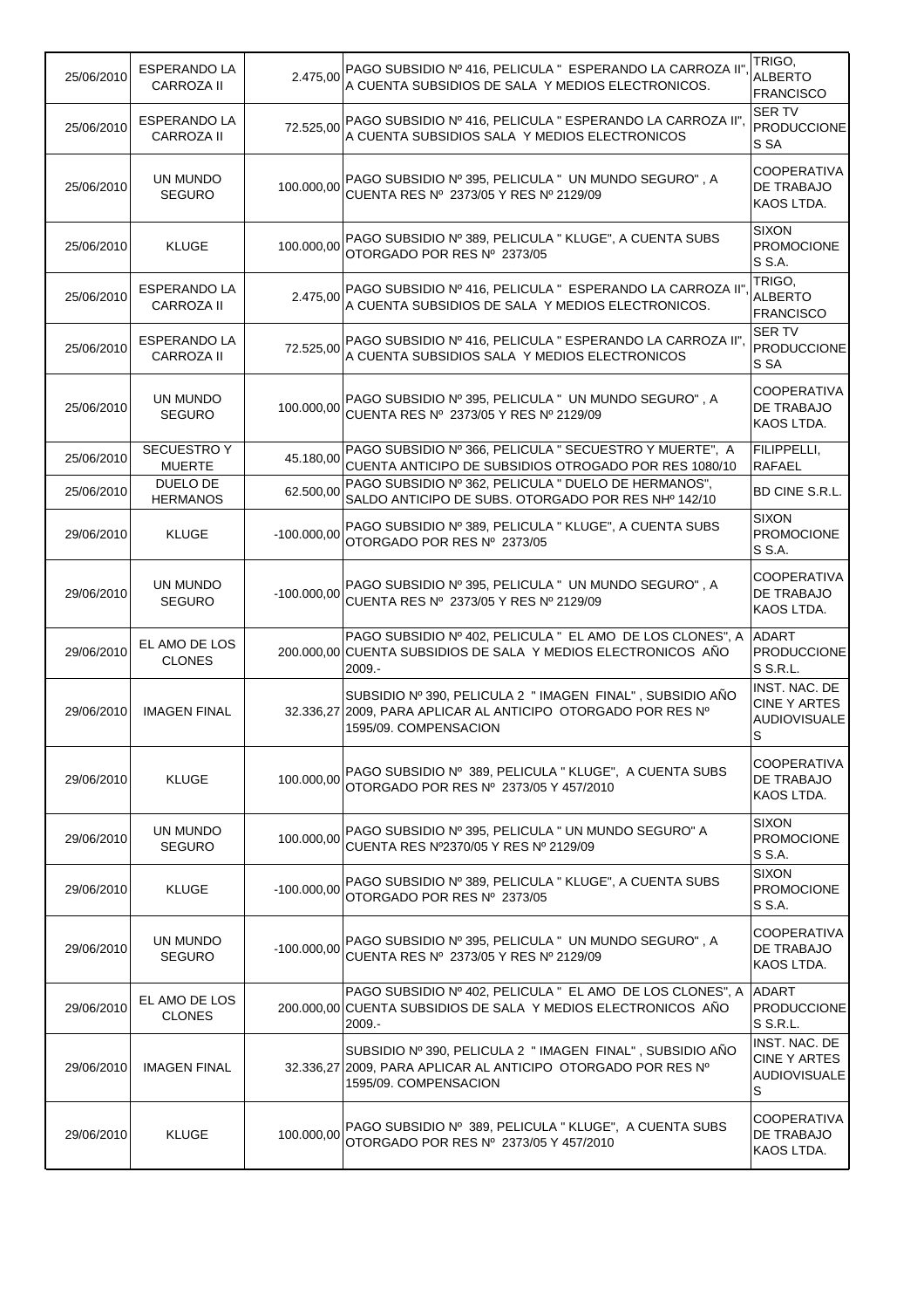| | | | | |
|---|---|---|---|---|
| 25/06/2010 | ESPERANDO LA CARROZA II | 2.475,00 | PAGO SUBSIDIO Nº 416, PELICULA " ESPERANDO LA CARROZA II", A CUENTA SUBSIDIOS DE SALA Y MEDIOS ELECTRONICOS. | TRIGO, ALBERTO FRANCISCO |
| 25/06/2010 | ESPERANDO LA CARROZA II | 72.525,00 | PAGO SUBSIDIO Nº 416, PELICULA " ESPERANDO LA CARROZA II", A CUENTA SUBSIDIOS SALA Y MEDIOS ELECTRONICOS | SER TV PRODUCCIONES SA |
| 25/06/2010 | UN MUNDO SEGURO | 100.000,00 | PAGO SUBSIDIO Nº 395, PELICULA " UN MUNDO SEGURO" , A CUENTA RES Nº 2373/05 Y RES Nº 2129/09 | COOPERATIVA DE TRABAJO KAOS LTDA. |
| 25/06/2010 | KLUGE | 100.000,00 | PAGO SUBSIDIO Nº 389, PELICULA " KLUGE", A CUENTA SUBS OTORGADO POR RES Nº 2373/05 | SIXON PROMOCIONES S.A. |
| 25/06/2010 | ESPERANDO LA CARROZA II | 2.475,00 | PAGO SUBSIDIO Nº 416, PELICULA " ESPERANDO LA CARROZA II", A CUENTA SUBSIDIOS DE SALA Y MEDIOS ELECTRONICOS. | TRIGO, ALBERTO FRANCISCO |
| 25/06/2010 | ESPERANDO LA CARROZA II | 72.525,00 | PAGO SUBSIDIO Nº 416, PELICULA " ESPERANDO LA CARROZA II", A CUENTA SUBSIDIOS SALA Y MEDIOS ELECTRONICOS | SER TV PRODUCCIONES SA |
| 25/06/2010 | UN MUNDO SEGURO | 100.000,00 | PAGO SUBSIDIO Nº 395, PELICULA " UN MUNDO SEGURO" , A CUENTA RES Nº 2373/05 Y RES Nº 2129/09 | COOPERATIVA DE TRABAJO KAOS LTDA. |
| 25/06/2010 | SECUESTRO Y MUERTE | 45.180,00 | PAGO SUBSIDIO Nº 366, PELICULA " SECUESTRO Y MUERTE", A CUENTA ANTICIPO DE SUBSIDIOS OTROGADO POR RES 1080/10 | FILIPPELLI, RAFAEL |
| 25/06/2010 | DUELO DE HERMANOS | 62.500,00 | PAGO SUBSIDIO Nº 362, PELICULA " DUELO DE HERMANOS", SALDO ANTICIPO DE SUBS. OTORGADO POR RES NHº 142/10 | BD CINE S.R.L. |
| 29/06/2010 | KLUGE | -100.000,00 | PAGO SUBSIDIO Nº 389, PELICULA " KLUGE", A CUENTA SUBS OTORGADO POR RES Nº 2373/05 | SIXON PROMOCIONES S.A. |
| 29/06/2010 | UN MUNDO SEGURO | -100.000,00 | PAGO SUBSIDIO Nº 395, PELICULA " UN MUNDO SEGURO" , A CUENTA RES Nº 2373/05 Y RES Nº 2129/09 | COOPERATIVA DE TRABAJO KAOS LTDA. |
| 29/06/2010 | EL AMO DE LOS CLONES | 200.000,00 | PAGO SUBSIDIO Nº 402, PELICULA " EL AMO DE LOS CLONES", A CUENTA SUBSIDIOS DE SALA Y MEDIOS ELECTRONICOS AÑO 2009.- | ADART PRODUCCIONES S.R.L. |
| 29/06/2010 | IMAGEN FINAL | 32.336,27 | SUBSIDIO Nº 390, PELICULA 2 " IMAGEN FINAL" , SUBSIDIO AÑO 2009, PARA APLICAR AL ANTICIPO OTORGADO POR RES Nº 1595/09. COMPENSACION | INST. NAC. DE CINE Y ARTES AUDIOVISUALES |
| 29/06/2010 | KLUGE | 100.000,00 | PAGO SUBSIDIO Nº 389, PELICULA " KLUGE", A CUENTA SUBS OTORGADO POR RES Nº 2373/05 Y 457/2010 | COOPERATIVA DE TRABAJO KAOS LTDA. |
| 29/06/2010 | UN MUNDO SEGURO | 100.000,00 | PAGO SUBSIDIO Nº 395, PELICULA " UN MUNDO SEGURO" A CUENTA RES Nº2370/05 Y RES Nº 2129/09 | SIXON PROMOCIONES S.A. |
| 29/06/2010 | KLUGE | -100.000,00 | PAGO SUBSIDIO Nº 389, PELICULA " KLUGE", A CUENTA SUBS OTORGADO POR RES Nº 2373/05 | SIXON PROMOCIONES S.A. |
| 29/06/2010 | UN MUNDO SEGURO | -100.000,00 | PAGO SUBSIDIO Nº 395, PELICULA " UN MUNDO SEGURO" , A CUENTA RES Nº 2373/05 Y RES Nº 2129/09 | COOPERATIVA DE TRABAJO KAOS LTDA. |
| 29/06/2010 | EL AMO DE LOS CLONES | 200.000,00 | PAGO SUBSIDIO Nº 402, PELICULA " EL AMO DE LOS CLONES", A CUENTA SUBSIDIOS DE SALA Y MEDIOS ELECTRONICOS AÑO 2009.- | ADART PRODUCCIONES S.R.L. |
| 29/06/2010 | IMAGEN FINAL | 32.336,27 | SUBSIDIO Nº 390, PELICULA 2 " IMAGEN FINAL" , SUBSIDIO AÑO 2009, PARA APLICAR AL ANTICIPO OTORGADO POR RES Nº 1595/09. COMPENSACION | INST. NAC. DE CINE Y ARTES AUDIOVISUALES |
| 29/06/2010 | KLUGE | 100.000,00 | PAGO SUBSIDIO Nº 389, PELICULA " KLUGE", A CUENTA SUBS OTORGADO POR RES Nº 2373/05 Y 457/2010 | COOPERATIVA DE TRABAJO KAOS LTDA. |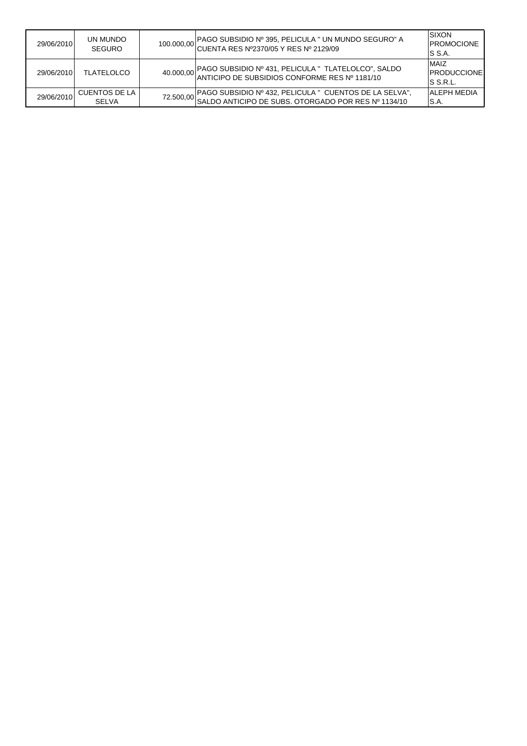| | | | | |
|---|---|---|---|---|
| 29/06/2010 | UN MUNDO SEGURO | 100.000,00 | PAGO SUBSIDIO Nº 395, PELICULA " UN MUNDO SEGURO" A CUENTA RES Nº2370/05 Y RES Nº 2129/09 | SIXON PROMOCIONES S.A. |
| 29/06/2010 | TLATELOLCO | 40.000,00 | PAGO SUBSIDIO Nº 431, PELICULA " TLATELOLCO", SALDO ANTICIPO DE SUBSIDIOS CONFORME RES Nº 1181/10 | MAIZ PRODUCCIONES S.R.L. |
| 29/06/2010 | CUENTOS DE LA SELVA | 72.500,00 | PAGO SUBSIDIO Nº 432, PELICULA " CUENTOS DE LA SELVA", SALDO ANTICIPO DE SUBS. OTORGADO POR RES Nº 1134/10 | ALEPH MEDIA S.A. |